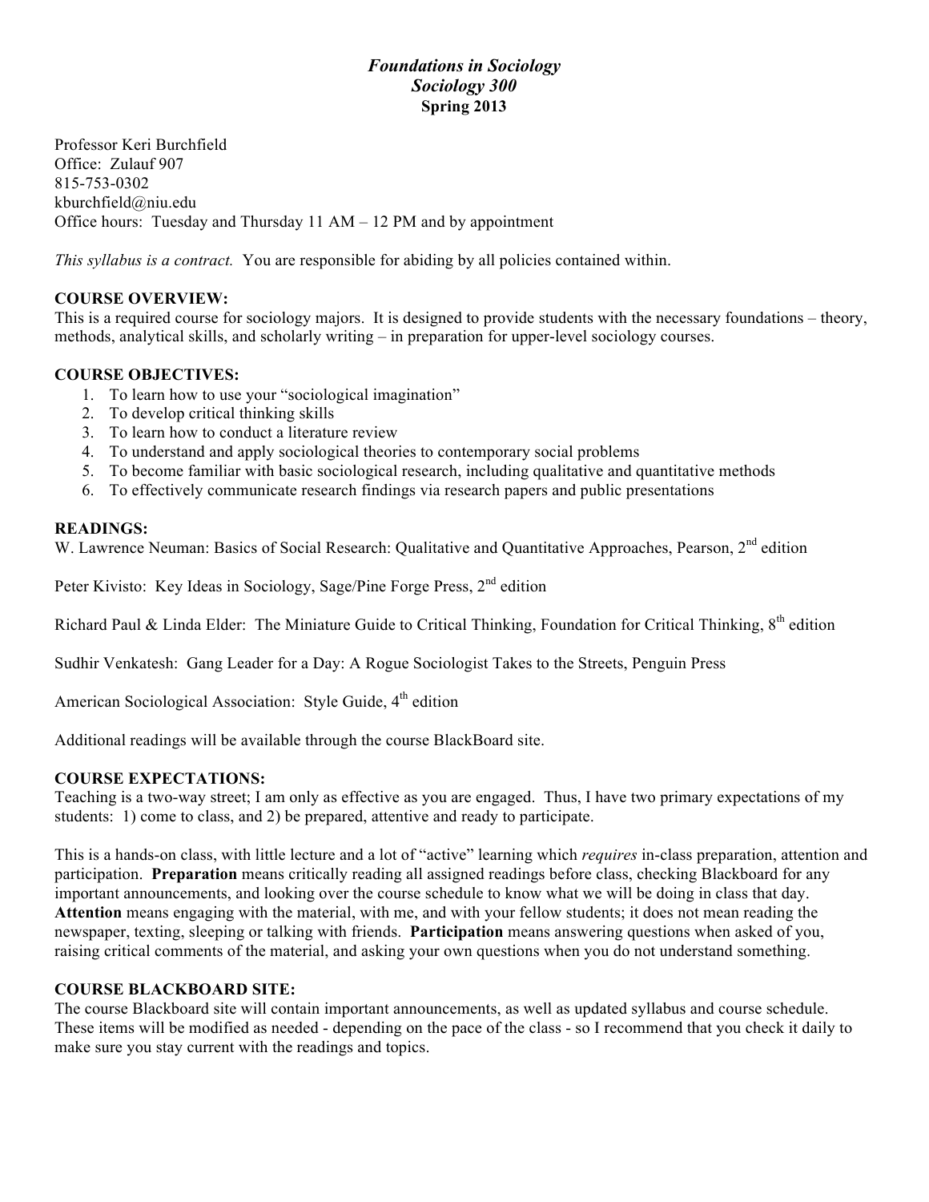***Foundations in Sociology***
***Sociology 300***
**Spring 2013**

Professor Keri Burchfield
Office: Zulauf 907
815-753-0302
kburchfield@niu.edu
Office hours: Tuesday and Thursday 11 AM – 12 PM and by appointment

*This syllabus is a contract.* You are responsible for abiding by all policies contained within.

**COURSE OVERVIEW:**
This is a required course for sociology majors. It is designed to provide students with the necessary foundations – theory, methods, analytical skills, and scholarly writing – in preparation for upper-level sociology courses.

**COURSE OBJECTIVES:**

1. To learn how to use your "sociological imagination"
2. To develop critical thinking skills
3. To learn how to conduct a literature review
4. To understand and apply sociological theories to contemporary social problems
5. To become familiar with basic sociological research, including qualitative and quantitative methods
6. To effectively communicate research findings via research papers and public presentations

**READINGS:**
W. Lawrence Neuman: Basics of Social Research: Qualitative and Quantitative Approaches, Pearson, 2nd edition

Peter Kivisto: Key Ideas in Sociology, Sage/Pine Forge Press, 2nd edition

Richard Paul & Linda Elder: The Miniature Guide to Critical Thinking, Foundation for Critical Thinking, 8th edition

Sudhir Venkatesh: Gang Leader for a Day: A Rogue Sociologist Takes to the Streets, Penguin Press

American Sociological Association: Style Guide, 4th edition

Additional readings will be available through the course BlackBoard site.

**COURSE EXPECTATIONS:**
Teaching is a two-way street; I am only as effective as you are engaged. Thus, I have two primary expectations of my students: 1) come to class, and 2) be prepared, attentive and ready to participate.

This is a hands-on class, with little lecture and a lot of "active" learning which *requires* in-class preparation, attention and participation. **Preparation** means critically reading all assigned readings before class, checking Blackboard for any important announcements, and looking over the course schedule to know what we will be doing in class that day. **Attention** means engaging with the material, with me, and with your fellow students; it does not mean reading the newspaper, texting, sleeping or talking with friends. **Participation** means answering questions when asked of you, raising critical comments of the material, and asking your own questions when you do not understand something.

**COURSE BLACKBOARD SITE:**
The course Blackboard site will contain important announcements, as well as updated syllabus and course schedule. These items will be modified as needed - depending on the pace of the class - so I recommend that you check it daily to make sure you stay current with the readings and topics.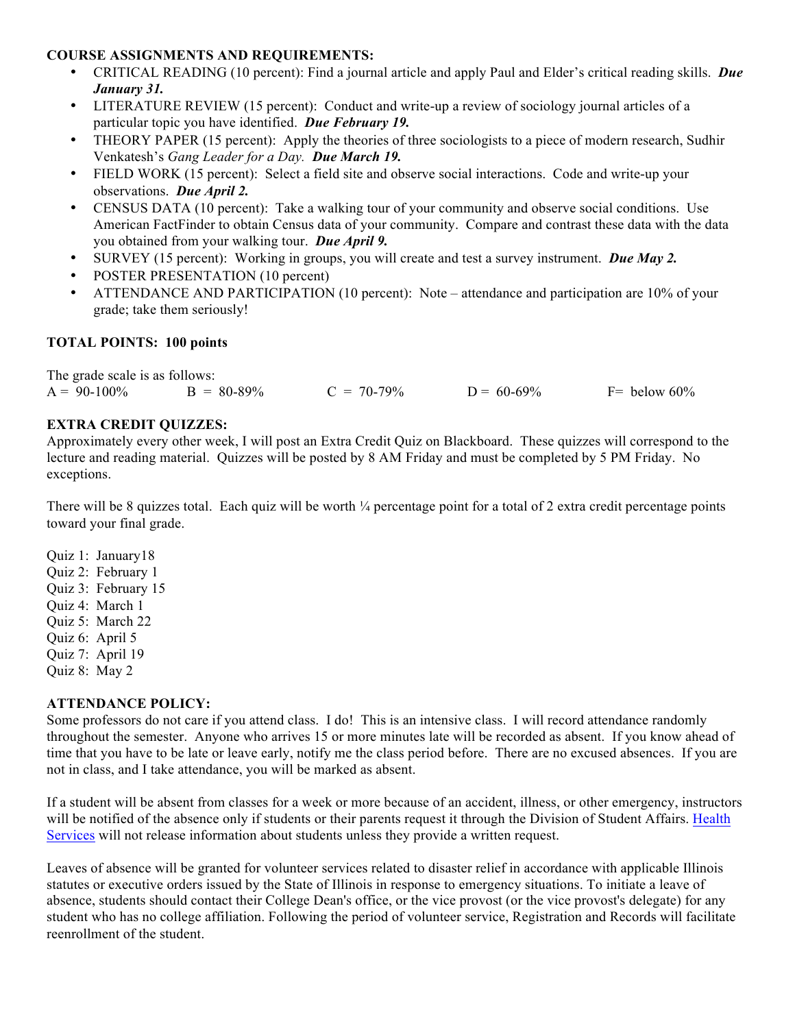**COURSE ASSIGNMENTS AND REQUIREMENTS:**

- CRITICAL READING (10 percent): Find a journal article and apply Paul and Elder's critical reading skills. ***Due January 31.***
- LITERATURE REVIEW (15 percent): Conduct and write-up a review of sociology journal articles of a particular topic you have identified. ***Due February 19.***
- THEORY PAPER (15 percent): Apply the theories of three sociologists to a piece of modern research, Sudhir Venkatesh's *Gang Leader for a Day.* ***Due March 19.***
- FIELD WORK (15 percent): Select a field site and observe social interactions. Code and write-up your observations. ***Due April 2.***
- CENSUS DATA (10 percent): Take a walking tour of your community and observe social conditions. Use American FactFinder to obtain Census data of your community. Compare and contrast these data with the data you obtained from your walking tour. ***Due April 9.***
- SURVEY (15 percent): Working in groups, you will create and test a survey instrument. ***Due May 2.***
- POSTER PRESENTATION (10 percent)
- ATTENDANCE AND PARTICIPATION (10 percent): Note – attendance and participation are 10% of your grade; take them seriously!

**TOTAL POINTS: 100 points**

The grade scale is as follows:

A = 90-100%  B = 80-89%  C = 70-79%  D = 60-69%  F= below 60%

**EXTRA CREDIT QUIZZES:**

Approximately every other week, I will post an Extra Credit Quiz on Blackboard. These quizzes will correspond to the lecture and reading material. Quizzes will be posted by 8 AM Friday and must be completed by 5 PM Friday. No exceptions.

There will be 8 quizzes total. Each quiz will be worth ¼ percentage point for a total of 2 extra credit percentage points toward your final grade.

Quiz 1: January18
Quiz 2: February 1
Quiz 3: February 15
Quiz 4: March 1
Quiz 5: March 22
Quiz 6: April 5
Quiz 7: April 19
Quiz 8: May 2

**ATTENDANCE POLICY:**

Some professors do not care if you attend class. I do! This is an intensive class. I will record attendance randomly throughout the semester. Anyone who arrives 15 or more minutes late will be recorded as absent. If you know ahead of time that you have to be late or leave early, notify me the class period before. There are no excused absences. If you are not in class, and I take attendance, you will be marked as absent.

If a student will be absent from classes for a week or more because of an accident, illness, or other emergency, instructors will be notified of the absence only if students or their parents request it through the Division of Student Affairs. Health Services will not release information about students unless they provide a written request.

Leaves of absence will be granted for volunteer services related to disaster relief in accordance with applicable Illinois statutes or executive orders issued by the State of Illinois in response to emergency situations. To initiate a leave of absence, students should contact their College Dean's office, or the vice provost (or the vice provost's delegate) for any student who has no college affiliation. Following the period of volunteer service, Registration and Records will facilitate reenrollment of the student.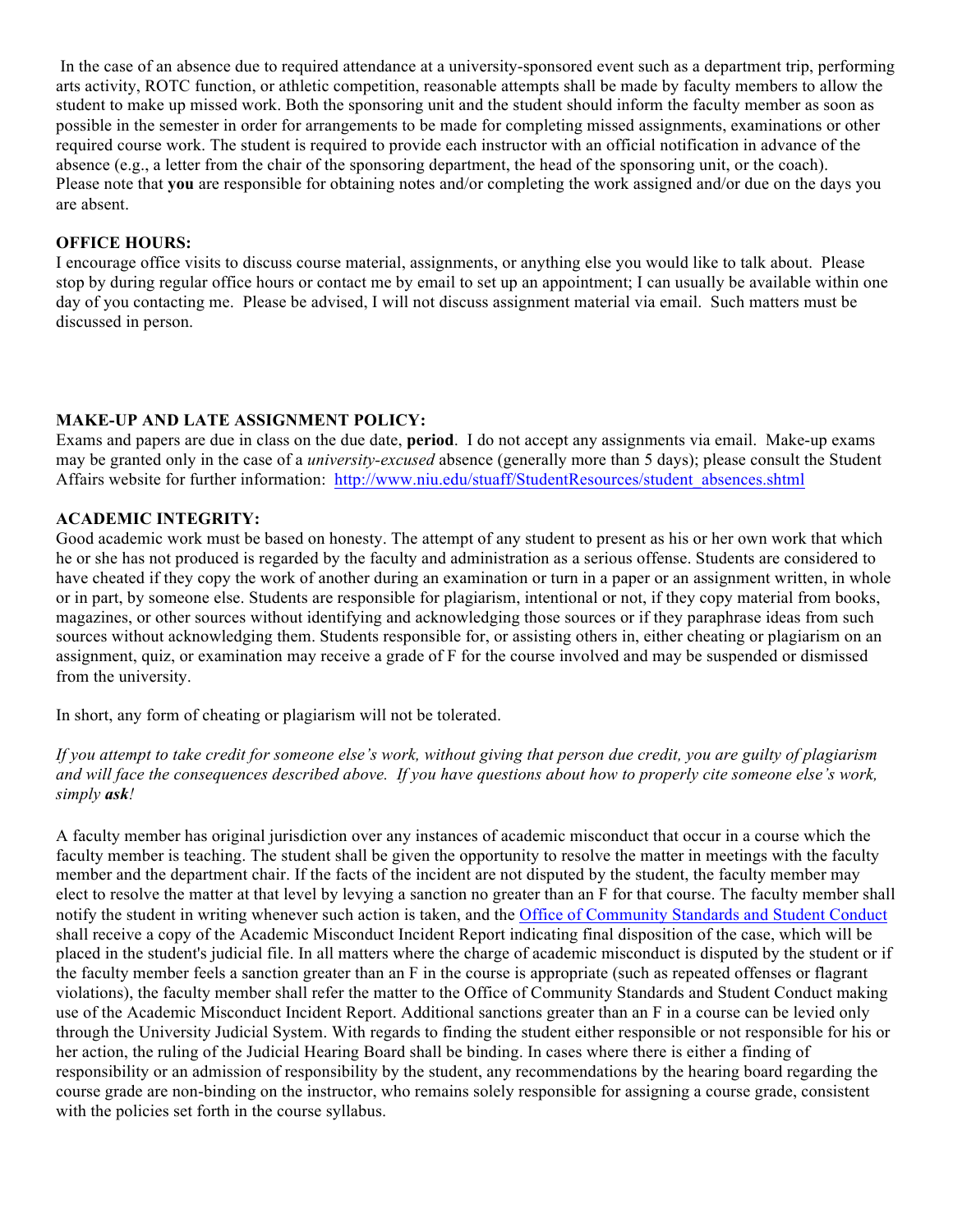In the case of an absence due to required attendance at a university-sponsored event such as a department trip, performing arts activity, ROTC function, or athletic competition, reasonable attempts shall be made by faculty members to allow the student to make up missed work. Both the sponsoring unit and the student should inform the faculty member as soon as possible in the semester in order for arrangements to be made for completing missed assignments, examinations or other required course work. The student is required to provide each instructor with an official notification in advance of the absence (e.g., a letter from the chair of the sponsoring department, the head of the sponsoring unit, or the coach). Please note that **you** are responsible for obtaining notes and/or completing the work assigned and/or due on the days you are absent.

**OFFICE HOURS:**
I encourage office visits to discuss course material, assignments, or anything else you would like to talk about. Please stop by during regular office hours or contact me by email to set up an appointment; I can usually be available within one day of you contacting me. Please be advised, I will not discuss assignment material via email. Such matters must be discussed in person.

**MAKE-UP AND LATE ASSIGNMENT POLICY:**
Exams and papers are due in class on the due date, **period**. I do not accept any assignments via email. Make-up exams may be granted only in the case of a *university-excused* absence (generally more than 5 days); please consult the Student Affairs website for further information: [http://www.niu.edu/stuaff/StudentResources/student_absences.shtml](http://www.niu.edu/stuaff/StudentResources/student_absences.shtml)

**ACADEMIC INTEGRITY:**
Good academic work must be based on honesty. The attempt of any student to present as his or her own work that which he or she has not produced is regarded by the faculty and administration as a serious offense. Students are considered to have cheated if they copy the work of another during an examination or turn in a paper or an assignment written, in whole or in part, by someone else. Students are responsible for plagiarism, intentional or not, if they copy material from books, magazines, or other sources without identifying and acknowledging those sources or if they paraphrase ideas from such sources without acknowledging them. Students responsible for, or assisting others in, either cheating or plagiarism on an assignment, quiz, or examination may receive a grade of F for the course involved and may be suspended or dismissed from the university.

In short, any form of cheating or plagiarism will not be tolerated.

*If you attempt to take credit for someone else's work, without giving that person due credit, you are guilty of plagiarism and will face the consequences described above. If you have questions about how to properly cite someone else's work, simply* ***ask****!*

A faculty member has original jurisdiction over any instances of academic misconduct that occur in a course which the faculty member is teaching. The student shall be given the opportunity to resolve the matter in meetings with the faculty member and the department chair. If the facts of the incident are not disputed by the student, the faculty member may elect to resolve the matter at that level by levying a sanction no greater than an F for that course. The faculty member shall notify the student in writing whenever such action is taken, and the Office of Community Standards and Student Conduct shall receive a copy of the Academic Misconduct Incident Report indicating final disposition of the case, which will be placed in the student's judicial file. In all matters where the charge of academic misconduct is disputed by the student or if the faculty member feels a sanction greater than an F in the course is appropriate (such as repeated offenses or flagrant violations), the faculty member shall refer the matter to the Office of Community Standards and Student Conduct making use of the Academic Misconduct Incident Report. Additional sanctions greater than an F in a course can be levied only through the University Judicial System. With regards to finding the student either responsible or not responsible for his or her action, the ruling of the Judicial Hearing Board shall be binding. In cases where there is either a finding of responsibility or an admission of responsibility by the student, any recommendations by the hearing board regarding the course grade are non-binding on the instructor, who remains solely responsible for assigning a course grade, consistent with the policies set forth in the course syllabus.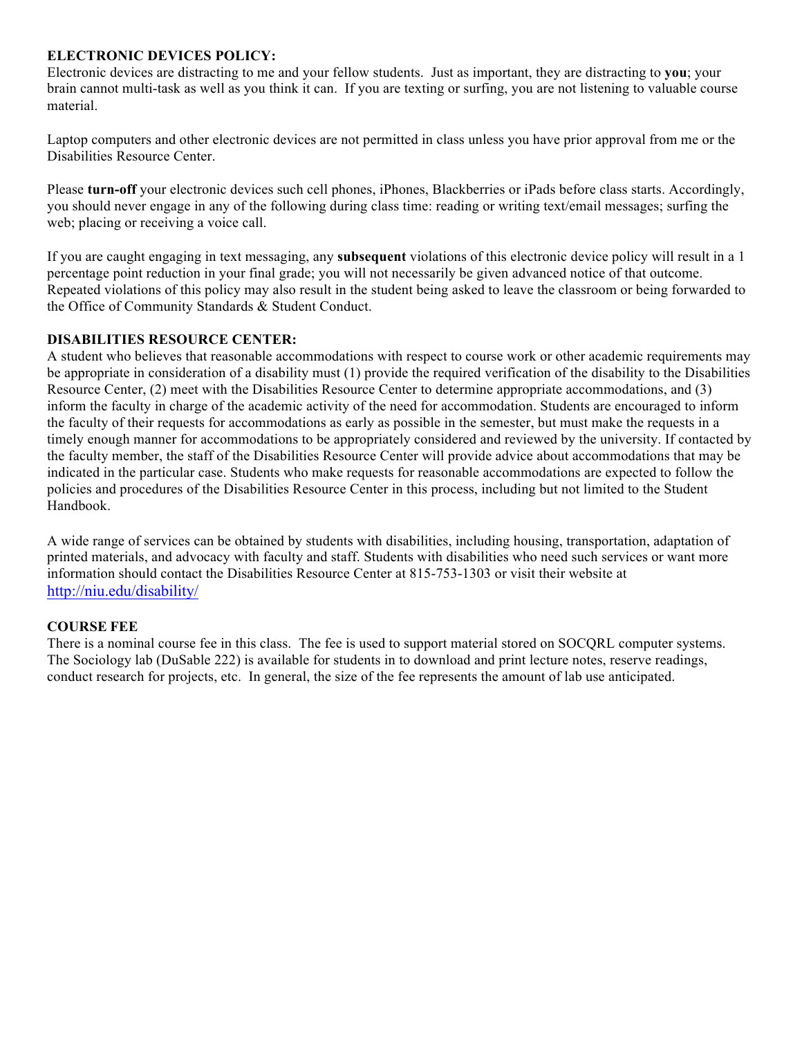**ELECTRONIC DEVICES POLICY:**

Electronic devices are distracting to me and your fellow students. Just as important, they are distracting to **you**; your brain cannot multi-task as well as you think it can. If you are texting or surfing, you are not listening to valuable course material.

Laptop computers and other electronic devices are not permitted in class unless you have prior approval from me or the Disabilities Resource Center.

Please **turn-off** your electronic devices such cell phones, iPhones, Blackberries or iPads before class starts. Accordingly, you should never engage in any of the following during class time: reading or writing text/email messages; surfing the web; placing or receiving a voice call.

If you are caught engaging in text messaging, any **subsequent** violations of this electronic device policy will result in a 1 percentage point reduction in your final grade; you will not necessarily be given advanced notice of that outcome. Repeated violations of this policy may also result in the student being asked to leave the classroom or being forwarded to the Office of Community Standards & Student Conduct.

**DISABILITIES RESOURCE CENTER:**

A student who believes that reasonable accommodations with respect to course work or other academic requirements may be appropriate in consideration of a disability must (1) provide the required verification of the disability to the Disabilities Resource Center, (2) meet with the Disabilities Resource Center to determine appropriate accommodations, and (3) inform the faculty in charge of the academic activity of the need for accommodation. Students are encouraged to inform the faculty of their requests for accommodations as early as possible in the semester, but must make the requests in a timely enough manner for accommodations to be appropriately considered and reviewed by the university. If contacted by the faculty member, the staff of the Disabilities Resource Center will provide advice about accommodations that may be indicated in the particular case. Students who make requests for reasonable accommodations are expected to follow the policies and procedures of the Disabilities Resource Center in this process, including but not limited to the Student Handbook.

A wide range of services can be obtained by students with disabilities, including housing, transportation, adaptation of printed materials, and advocacy with faculty and staff. Students with disabilities who need such services or want more information should contact the Disabilities Resource Center at 815-753-1303 or visit their website at http://niu.edu/disability/

**COURSE FEE**

There is a nominal course fee in this class. The fee is used to support material stored on SOCQRL computer systems. The Sociology lab (DuSable 222) is available for students in to download and print lecture notes, reserve readings, conduct research for projects, etc. In general, the size of the fee represents the amount of lab use anticipated.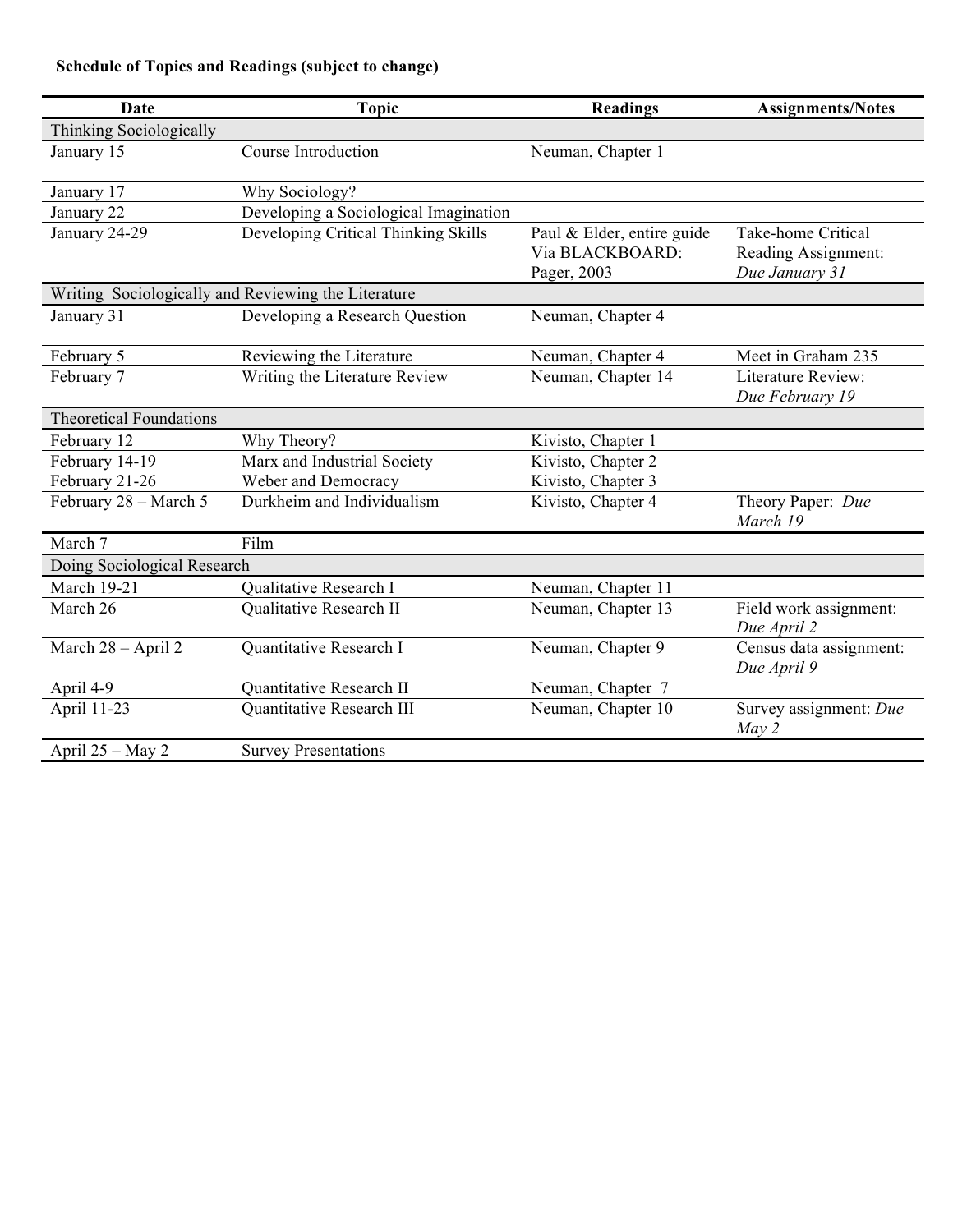**Schedule of Topics and Readings (subject to change)**

| Date | Topic | Readings | Assignments/Notes |
|---|---|---|---|
| Thinking Sociologically | | | |
| January 15 | Course Introduction | Neuman, Chapter 1 | |
| January 17 | Why Sociology? | | |
| January 22 | Developing a Sociological Imagination | | |
| January 24-29 | Developing Critical Thinking Skills | Paul & Elder, entire guide Via BLACKBOARD: Pager, 2003 | Take-home Critical Reading Assignment: *Due January 31* |
| Writing Sociologically and Reviewing the Literature | | | |
| January 31 | Developing a Research Question | Neuman, Chapter 4 | |
| February 5 | Reviewing the Literature | Neuman, Chapter 4 | Meet in Graham 235 |
| February 7 | Writing the Literature Review | Neuman, Chapter 14 | Literature Review: *Due February 19* |
| Theoretical Foundations | | | |
| February 12 | Why Theory? | Kivisto, Chapter 1 | |
| February 14-19 | Marx and Industrial Society | Kivisto, Chapter 2 | |
| February 21-26 | Weber and Democracy | Kivisto, Chapter 3 | |
| February 28 – March 5 | Durkheim and Individualism | Kivisto, Chapter 4 | Theory Paper: *Due March 19* |
| March 7 | Film | | |
| Doing Sociological Research | | | |
| March 19-21 | Qualitative Research I | Neuman, Chapter 11 | |
| March 26 | Qualitative Research II | Neuman, Chapter 13 | Field work assignment: *Due April 2* |
| March 28 – April 2 | Quantitative Research I | Neuman, Chapter 9 | Census data assignment: *Due April 9* |
| April 4-9 | Quantitative Research II | Neuman, Chapter 7 | |
| April 11-23 | Quantitative Research III | Neuman, Chapter 10 | Survey assignment: *Due May 2* |
| April 25 – May 2 | Survey Presentations | | |